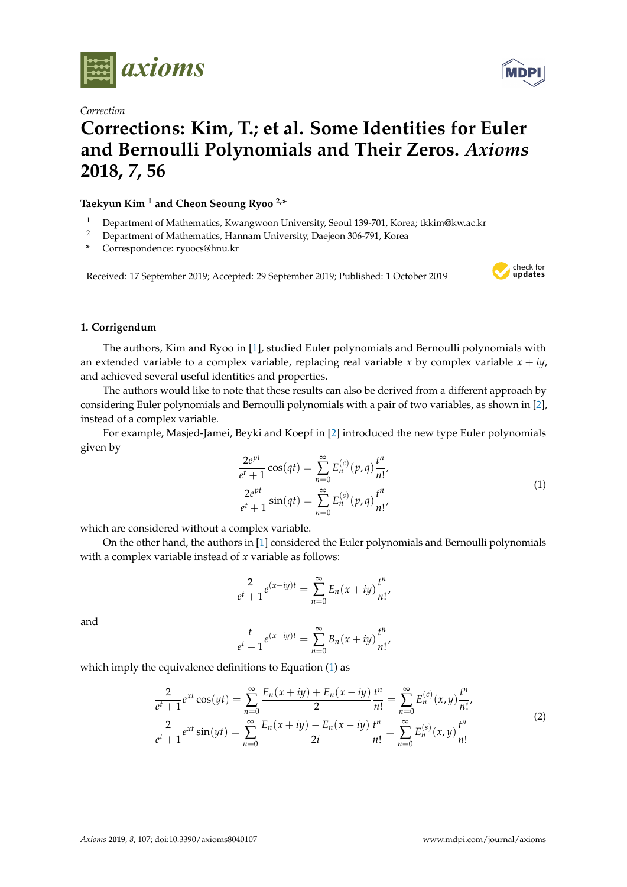*Correction*

# Corrections: Kim, T.; et al. Some Identities for Euler and Bernoulli Polynomials and Their Zeros. *Axioms* 2018, *7*, 56

**Taekyun Kim [1] and Cheon Seoung Ryoo [2,*]**

[1] Department of Mathematics, Kwangwoon University, Seoul 139-701, Korea; tkkim@kw.ac.kr
[2] Department of Mathematics, Hannam University, Daejeon 306-791, Korea
[*] Correspondence: ryoocs@hnu.kr

Received: 17 September 2019; Accepted: 29 September 2019; Published: 1 October 2019

## 1. Corrigendum

The authors, Kim and Ryoo in [1], studied Euler polynomials and Bernoulli polynomials with an extended variable to a complex variable, replacing real variable $x$ by complex variable $x + iy$, and achieved several useful identities and properties.

The authors would like to note that these results can also be derived from a different approach by considering Euler polynomials and Bernoulli polynomials with a pair of two variables, as shown in [2], instead of a complex variable.

For example, Masjed-Jamei, Beyki and Koepf in [2] introduced the new type Euler polynomials given by

$$
\begin{aligned}
\frac{2e^{pt}}{e^t+1}\cos(qt) &= \sum_{n=0}^{\infty} E_n^{(c)}(p,q)\frac{t^n}{n!}, \\
\frac{2e^{pt}}{e^t+1}\sin(qt) &= \sum_{n=0}^{\infty} E_n^{(s)}(p,q)\frac{t^n}{n!},
\end{aligned}
\tag{1}
$$

which are considered without a complex variable.

On the other hand, the authors in [1] considered the Euler polynomials and Bernoulli polynomials with a complex variable instead of $x$ variable as follows:

$$
\frac{2}{e^t+1}e^{(x+iy)t} = \sum_{n=0}^{\infty} E_n(x+iy)\frac{t^n}{n!},
$$

and

$$
\frac{t}{e^t-1}e^{(x+iy)t} = \sum_{n=0}^{\infty} B_n(x+iy)\frac{t^n}{n!},
$$

which imply the equivalence definitions to Equation (1) as

$$
\begin{aligned}
\frac{2}{e^t+1}e^{xt}\cos(yt) &= \sum_{n=0}^{\infty} \frac{E_n(x+iy)+E_n(x-iy)}{2}\frac{t^n}{n!} = \sum_{n=0}^{\infty} E_n^{(c)}(x,y)\frac{t^n}{n!}, \\
\frac{2}{e^t+1}e^{xt}\sin(yt) &= \sum_{n=0}^{\infty} \frac{E_n(x+iy)-E_n(x-iy)}{2i}\frac{t^n}{n!} = \sum_{n=0}^{\infty} E_n^{(s)}(x,y)\frac{t^n}{n!}
\end{aligned}
\tag{2}
$$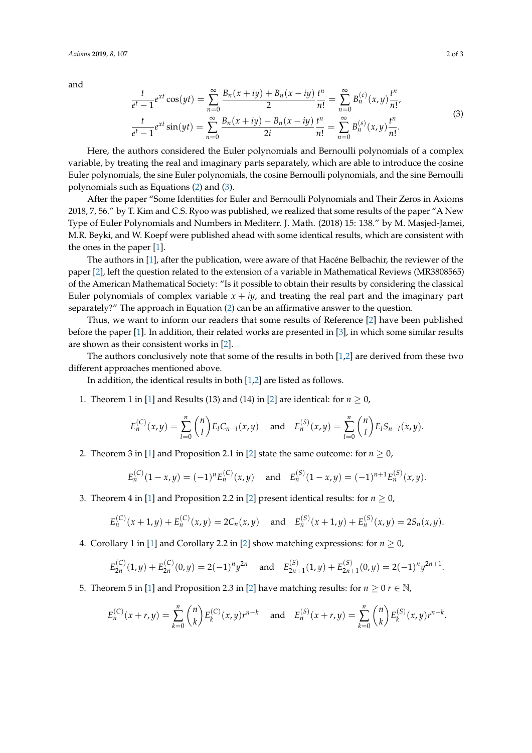and

$$\frac{t}{e^t-1}e^{xt}\cos(yt) = \sum_{n=0}^{\infty} \frac{B_n(x+iy)+B_n(x-iy)}{2}\frac{t^n}{n!} = \sum_{n=0}^{\infty} B_n^{(c)}(x,y)\frac{t^n}{n!},$$
$$\frac{t}{e^t-1}e^{xt}\sin(yt) = \sum_{n=0}^{\infty} \frac{B_n(x+iy)-B_n(x-iy)}{2i}\frac{t^n}{n!} = \sum_{n=0}^{\infty} B_n^{(s)}(x,y)\frac{t^n}{n!}. \tag{3}$$

Here, the authors considered the Euler polynomials and Bernoulli polynomials of a complex variable, by treating the real and imaginary parts separately, which are able to introduce the cosine Euler polynomials, the sine Euler polynomials, the cosine Bernoulli polynomials, and the sine Bernoulli polynomials such as Equations (2) and (3).

After the paper "Some Identities for Euler and Bernoulli Polynomials and Their Zeros in Axioms 2018, 7, 56." by T. Kim and C.S. Ryoo was published, we realized that some results of the paper "A New Type of Euler Polynomials and Numbers in Mediterr. J. Math. (2018) 15: 138." by M. Masjed-Jamei, M.R. Beyki, and W. Koepf were published ahead with some identical results, which are consistent with the ones in the paper [1].

The authors in [1], after the publication, were aware of that Hacéne Belbachir, the reviewer of the paper [2], left the question related to the extension of a variable in Mathematical Reviews (MR3808565) of the American Mathematical Society: "Is it possible to obtain their results by considering the classical Euler polynomials of complex variable $x+iy$, and treating the real part and the imaginary part separately?" The approach in Equation (2) can be an affirmative answer to the question.

Thus, we want to inform our readers that some results of Reference [2] have been published before the paper [1]. In addition, their related works are presented in [3], in which some similar results are shown as their consistent works in [2].

The authors conclusively note that some of the results in both [1,2] are derived from these two different approaches mentioned above.

In addition, the identical results in both [1,2] are listed as follows.

1. Theorem 1 in [1] and Results (13) and (14) in [2] are identical: for $n \geq 0$,

$$E_n^{(C)}(x,y) = \sum_{l=0}^{n}\binom{n}{l}E_l C_{n-l}(x,y) \quad \text{and} \quad E_n^{(S)}(x,y) = \sum_{l=0}^{n}\binom{n}{l}E_l S_{n-l}(x,y).$$

2. Theorem 3 in [1] and Proposition 2.1 in [2] state the same outcome: for $n \geq 0$,

$$E_n^{(C)}(1-x,y) = (-1)^n E_n^{(C)}(x,y) \quad \text{and} \quad E_n^{(S)}(1-x,y) = (-1)^{n+1} E_n^{(S)}(x,y).$$

3. Theorem 4 in [1] and Proposition 2.2 in [2] present identical results: for $n \geq 0$,

$$E_n^{(C)}(x+1,y) + E_n^{(C)}(x,y) = 2C_n(x,y) \quad \text{and} \quad E_n^{(S)}(x+1,y) + E_n^{(S)}(x,y) = 2S_n(x,y).$$

4. Corollary 1 in [1] and Corollary 2.2 in [2] show matching expressions: for $n \geq 0$,

$$E_{2n}^{(C)}(1,y) + E_{2n}^{(C)}(0,y) = 2(-1)^n y^{2n} \quad \text{and} \quad E_{2n+1}^{(S)}(1,y) + E_{2n+1}^{(S)}(0,y) = 2(-1)^n y^{2n+1}.$$

5. Theorem 5 in [1] and Proposition 2.3 in [2] have matching results: for $n \geq 0$ $r \in \mathbb{N}$,

$$E_n^{(C)}(x+r,y) = \sum_{k=0}^{n}\binom{n}{k}E_k^{(C)}(x,y)r^{n-k} \quad \text{and} \quad E_n^{(S)}(x+r,y) = \sum_{k=0}^{n}\binom{n}{k}E_k^{(S)}(x,y)r^{n-k}.$$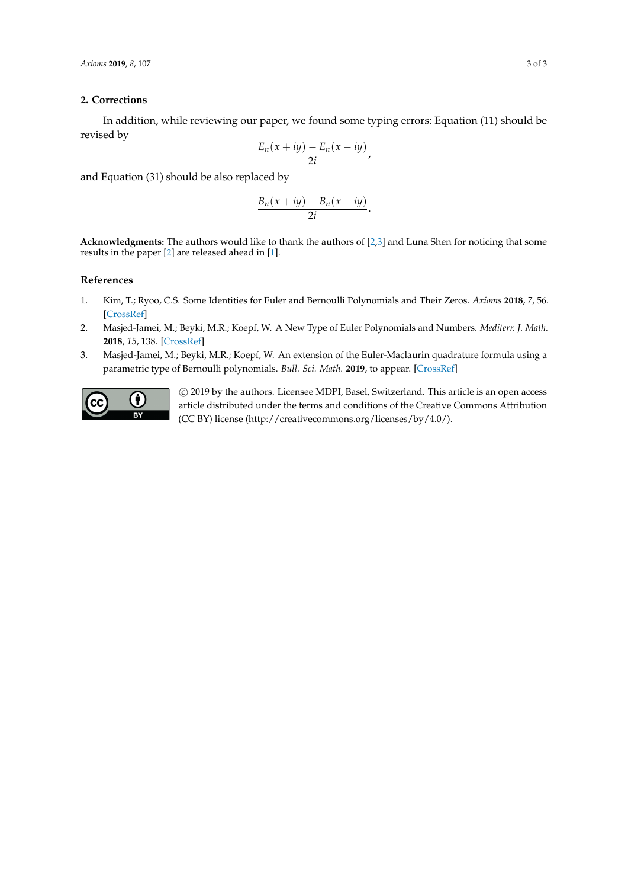## 2. Corrections

In addition, while reviewing our paper, we found some typing errors: Equation (11) should be revised by

$$\frac{E_n(x+iy) - E_n(x-iy)}{2i},$$

and Equation (31) should be also replaced by

$$\frac{B_n(x+iy) - B_n(x-iy)}{2i}.$$

**Acknowledgments:** The authors would like to thank the authors of [2,3] and Luna Shen for noticing that some results in the paper [2] are released ahead in [1].

## References

1. Kim, T.; Ryoo, C.S. Some Identities for Euler and Bernoulli Polynomials and Their Zeros. *Axioms* **2018**, *7*, 56. [CrossRef]
2. Masjed-Jamei, M.; Beyki, M.R.; Koepf, W. A New Type of Euler Polynomials and Numbers. *Mediterr. J. Math.* **2018**, *15*, 138. [CrossRef]
3. Masjed-Jamei, M.; Beyki, M.R.; Koepf, W. An extension of the Euler-Maclaurin quadrature formula using a parametric type of Bernoulli polynomials. *Bull. Sci. Math.* **2019**, to appear. [CrossRef]

© 2019 by the authors. Licensee MDPI, Basel, Switzerland. This article is an open access article distributed under the terms and conditions of the Creative Commons Attribution (CC BY) license (http://creativecommons.org/licenses/by/4.0/).